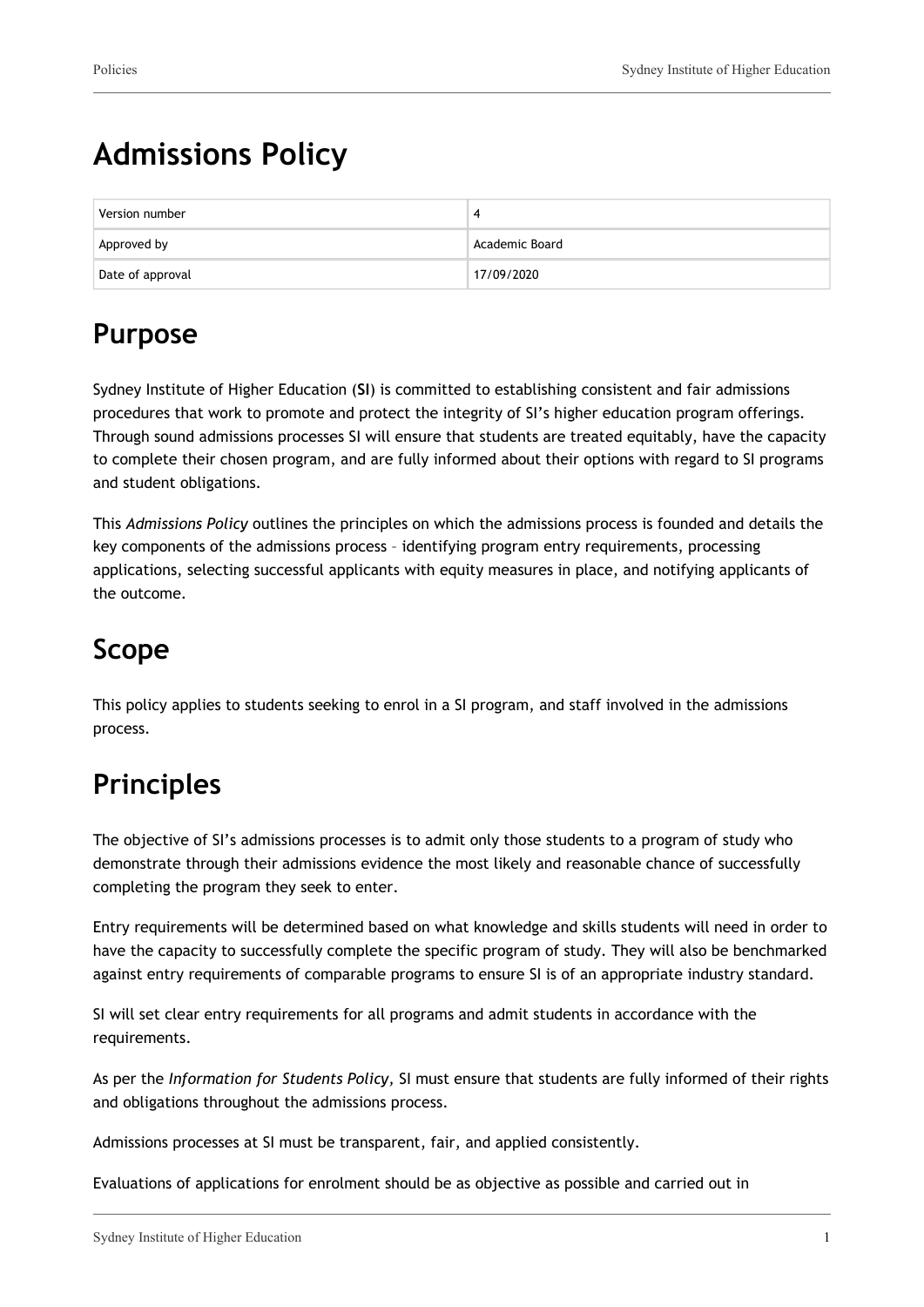# Admissions Policy

| Version number | 4 |
| --- | --- |
| Approved by | Academic Board |
| Date of approval | 17/09/2020 |

## Purpose

Sydney Institute of Higher Education (**SI**) is committed to establishing consistent and fair admissions procedures that work to promote and protect the integrity of SI's higher education program offerings. Through sound admissions processes SI will ensure that students are treated equitably, have the capacity to complete their chosen program, and are fully informed about their options with regard to SI programs and student obligations.

This *Admissions Policy* outlines the principles on which the admissions process is founded and details the key components of the admissions process – identifying program entry requirements, processing applications, selecting successful applicants with equity measures in place, and notifying applicants of the outcome.

## Scope

This policy applies to students seeking to enrol in a SI program, and staff involved in the admissions process.

## Principles

The objective of SI's admissions processes is to admit only those students to a program of study who demonstrate through their admissions evidence the most likely and reasonable chance of successfully completing the program they seek to enter.

Entry requirements will be determined based on what knowledge and skills students will need in order to have the capacity to successfully complete the specific program of study. They will also be benchmarked against entry requirements of comparable programs to ensure SI is of an appropriate industry standard.

SI will set clear entry requirements for all programs and admit students in accordance with the requirements.

As per the *Information for Students Policy*, SI must ensure that students are fully informed of their rights and obligations throughout the admissions process.

Admissions processes at SI must be transparent, fair, and applied consistently.

Evaluations of applications for enrolment should be as objective as possible and carried out in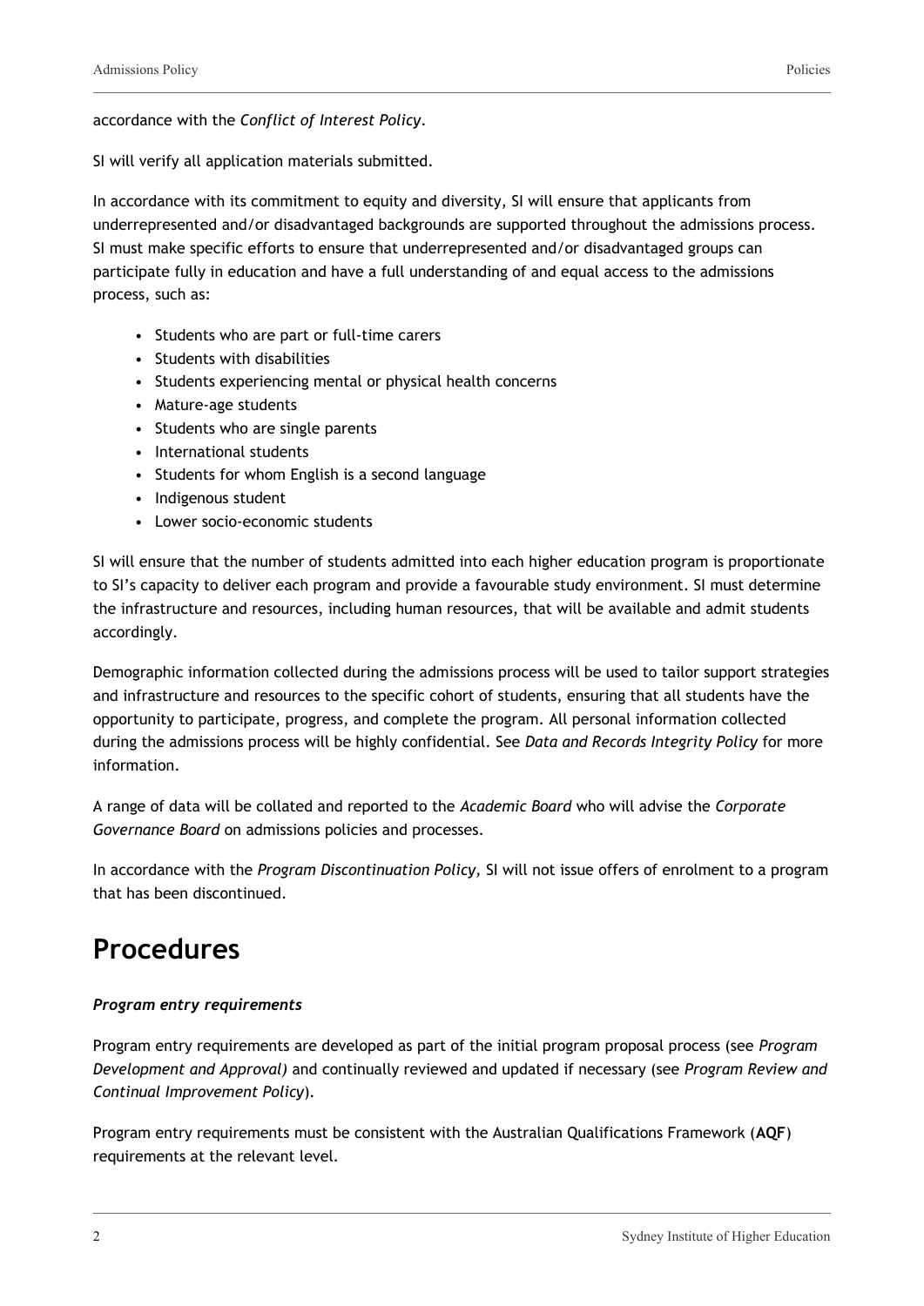accordance with the *Conflict of Interest Policy*.

SI will verify all application materials submitted.

In accordance with its commitment to equity and diversity, SI will ensure that applicants from underrepresented and/or disadvantaged backgrounds are supported throughout the admissions process. SI must make specific efforts to ensure that underrepresented and/or disadvantaged groups can participate fully in education and have a full understanding of and equal access to the admissions process, such as:

- Students who are part or full-time carers
- Students with disabilities
- Students experiencing mental or physical health concerns
- Mature-age students
- Students who are single parents
- International students
- Students for whom English is a second language
- Indigenous student
- Lower socio-economic students

SI will ensure that the number of students admitted into each higher education program is proportionate to SI's capacity to deliver each program and provide a favourable study environment. SI must determine the infrastructure and resources, including human resources, that will be available and admit students accordingly.

Demographic information collected during the admissions process will be used to tailor support strategies and infrastructure and resources to the specific cohort of students, ensuring that all students have the opportunity to participate, progress, and complete the program. All personal information collected during the admissions process will be highly confidential. See *Data and Records Integrity Policy* for more information.

A range of data will be collated and reported to the *Academic Board* who will advise the *Corporate Governance Board* on admissions policies and processes.

In accordance with the *Program Discontinuation Policy,* SI will not issue offers of enrolment to a program that has been discontinued.

# Procedures

***Program entry requirements***

Program entry requirements are developed as part of the initial program proposal process (see *Program Development and Approval)* and continually reviewed and updated if necessary (see *Program Review and Continual Improvement Policy*).

Program entry requirements must be consistent with the Australian Qualifications Framework (**AQF**) requirements at the relevant level.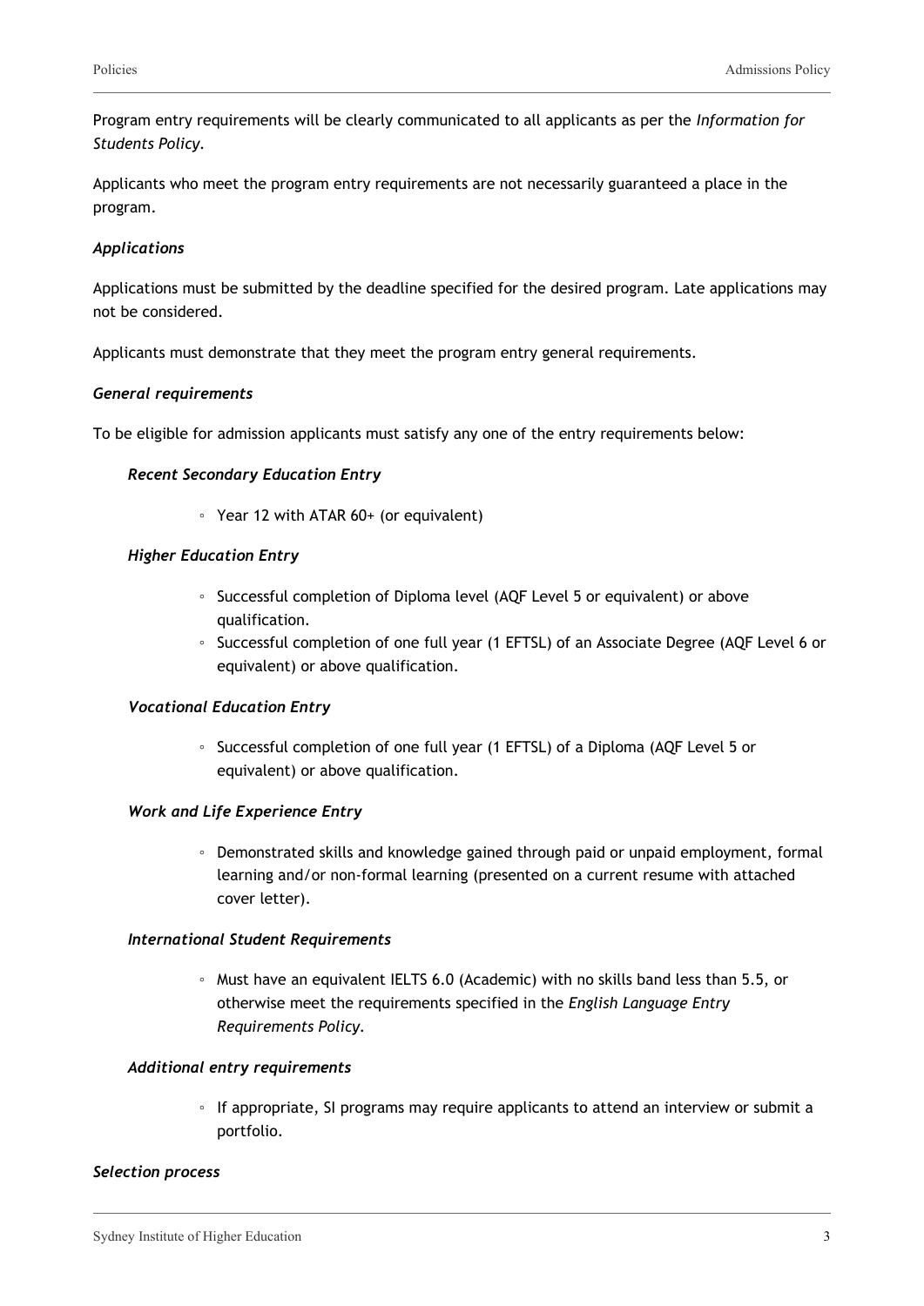Program entry requirements will be clearly communicated to all applicants as per the *Information for Students Policy*.

Applicants who meet the program entry requirements are not necessarily guaranteed a place in the program.

***Applications***

Applications must be submitted by the deadline specified for the desired program. Late applications may not be considered.

Applicants must demonstrate that they meet the program entry general requirements.

***General requirements***

To be eligible for admission applicants must satisfy any one of the entry requirements below:

***Recent Secondary Education Entry***

- Year 12 with ATAR 60+ (or equivalent)

***Higher Education Entry***

- Successful completion of Diploma level (AQF Level 5 or equivalent) or above qualification.
- Successful completion of one full year (1 EFTSL) of an Associate Degree (AQF Level 6 or equivalent) or above qualification.

***Vocational Education Entry***

- Successful completion of one full year (1 EFTSL) of a Diploma (AQF Level 5 or equivalent) or above qualification.

***Work and Life Experience Entry***

- Demonstrated skills and knowledge gained through paid or unpaid employment, formal learning and/or non-formal learning (presented on a current resume with attached cover letter).

***International Student Requirements***

- Must have an equivalent IELTS 6.0 (Academic) with no skills band less than 5.5, or otherwise meet the requirements specified in the *English Language Entry Requirements Policy*.

***Additional entry requirements***

- If appropriate, SI programs may require applicants to attend an interview or submit a portfolio.

***Selection process***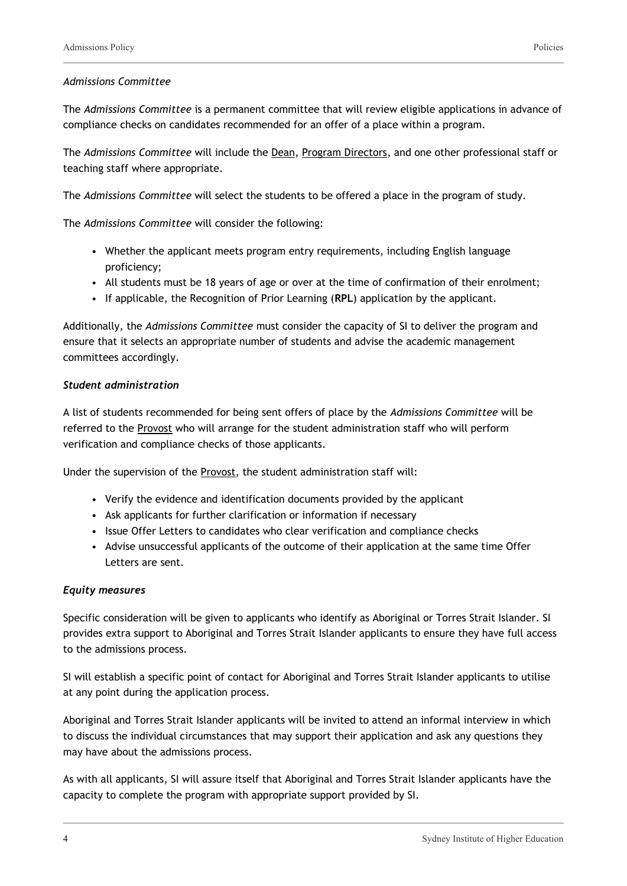### *Admissions Committee*

The *Admissions Committee* is a permanent committee that will review eligible applications in advance of compliance checks on candidates recommended for an offer of a place within a program.

The *Admissions Committee* will include the Dean, Program Directors, and one other professional staff or teaching staff where appropriate.

The *Admissions Committee* will select the students to be offered a place in the program of study.

The *Admissions Committee* will consider the following:

- Whether the applicant meets program entry requirements, including English language proficiency;
- All students must be 18 years of age or over at the time of confirmation of their enrolment;
- If applicable, the Recognition of Prior Learning (**RPL**) application by the applicant.

Additionally, the *Admissions Committee* must consider the capacity of SI to deliver the program and ensure that it selects an appropriate number of students and advise the academic management committees accordingly.

### *Student administration*

A list of students recommended for being sent offers of place by the *Admissions Committee* will be referred to the Provost who will arrange for the student administration staff who will perform verification and compliance checks of those applicants.

Under the supervision of the Provost, the student administration staff will:

- Verify the evidence and identification documents provided by the applicant
- Ask applicants for further clarification or information if necessary
- Issue Offer Letters to candidates who clear verification and compliance checks
- Advise unsuccessful applicants of the outcome of their application at the same time Offer Letters are sent.

### *Equity measures*

Specific consideration will be given to applicants who identify as Aboriginal or Torres Strait Islander. SI provides extra support to Aboriginal and Torres Strait Islander applicants to ensure they have full access to the admissions process.

SI will establish a specific point of contact for Aboriginal and Torres Strait Islander applicants to utilise at any point during the application process.

Aboriginal and Torres Strait Islander applicants will be invited to attend an informal interview in which to discuss the individual circumstances that may support their application and ask any questions they may have about the admissions process.

As with all applicants, SI will assure itself that Aboriginal and Torres Strait Islander applicants have the capacity to complete the program with appropriate support provided by SI.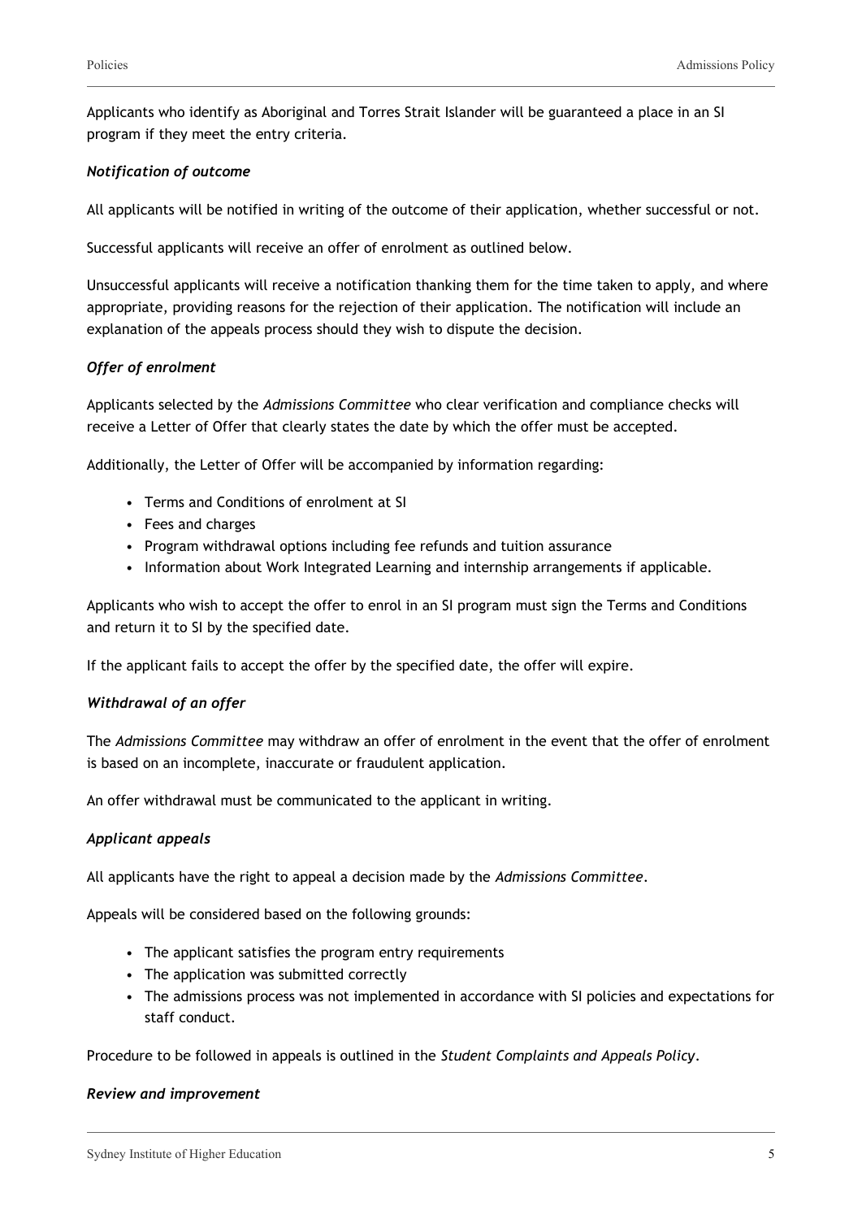Applicants who identify as Aboriginal and Torres Strait Islander will be guaranteed a place in an SI program if they meet the entry criteria.

***Notification of outcome***

All applicants will be notified in writing of the outcome of their application, whether successful or not.

Successful applicants will receive an offer of enrolment as outlined below.

Unsuccessful applicants will receive a notification thanking them for the time taken to apply, and where appropriate, providing reasons for the rejection of their application. The notification will include an explanation of the appeals process should they wish to dispute the decision.

***Offer of enrolment***

Applicants selected by the *Admissions Committee* who clear verification and compliance checks will receive a Letter of Offer that clearly states the date by which the offer must be accepted.

Additionally, the Letter of Offer will be accompanied by information regarding:

- Terms and Conditions of enrolment at SI
- Fees and charges
- Program withdrawal options including fee refunds and tuition assurance
- Information about Work Integrated Learning and internship arrangements if applicable.

Applicants who wish to accept the offer to enrol in an SI program must sign the Terms and Conditions and return it to SI by the specified date.

If the applicant fails to accept the offer by the specified date, the offer will expire.

***Withdrawal of an offer***

The *Admissions Committee* may withdraw an offer of enrolment in the event that the offer of enrolment is based on an incomplete, inaccurate or fraudulent application.

An offer withdrawal must be communicated to the applicant in writing.

***Applicant appeals***

All applicants have the right to appeal a decision made by the *Admissions Committee*.

Appeals will be considered based on the following grounds:

- The applicant satisfies the program entry requirements
- The application was submitted correctly
- The admissions process was not implemented in accordance with SI policies and expectations for staff conduct.

Procedure to be followed in appeals is outlined in the *Student Complaints and Appeals Policy*.

***Review and improvement***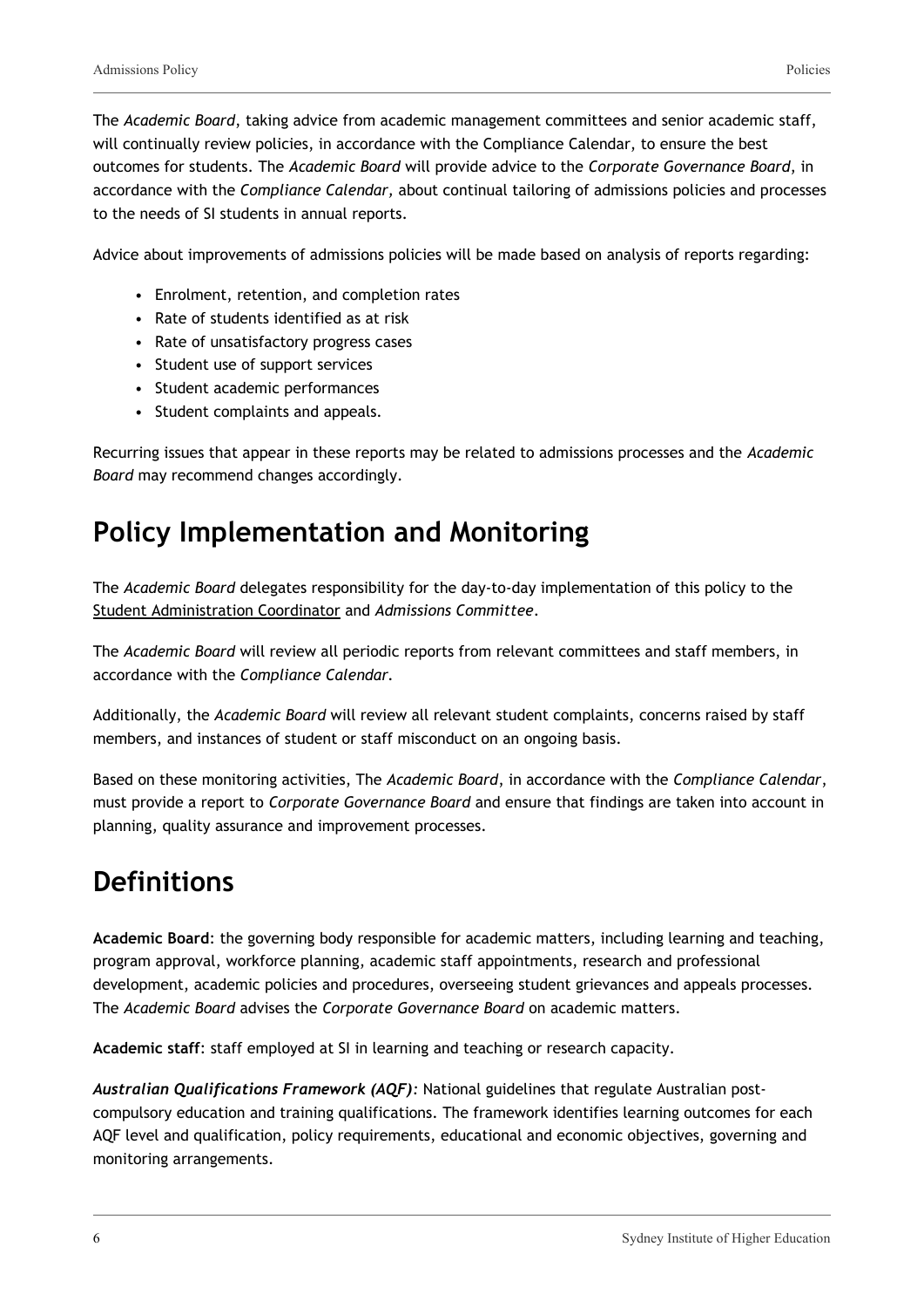The *Academic Board*, taking advice from academic management committees and senior academic staff, will continually review policies, in accordance with the Compliance Calendar, to ensure the best outcomes for students. The *Academic Board* will provide advice to the *Corporate Governance Board*, in accordance with the *Compliance Calendar,* about continual tailoring of admissions policies and processes to the needs of SI students in annual reports.

Advice about improvements of admissions policies will be made based on analysis of reports regarding:

- Enrolment, retention, and completion rates
- Rate of students identified as at risk
- Rate of unsatisfactory progress cases
- Student use of support services
- Student academic performances
- Student complaints and appeals.

Recurring issues that appear in these reports may be related to admissions processes and the *Academic Board* may recommend changes accordingly.

# Policy Implementation and Monitoring

The *Academic Board* delegates responsibility for the day-to-day implementation of this policy to the Student Administration Coordinator and *Admissions Committee*.

The *Academic Board* will review all periodic reports from relevant committees and staff members, in accordance with the *Compliance Calendar*.

Additionally, the *Academic Board* will review all relevant student complaints, concerns raised by staff members, and instances of student or staff misconduct on an ongoing basis.

Based on these monitoring activities, The *Academic Board*, in accordance with the *Compliance Calendar*, must provide a report to *Corporate Governance Board* and ensure that findings are taken into account in planning, quality assurance and improvement processes.

# Definitions

**Academic Board**: the governing body responsible for academic matters, including learning and teaching, program approval, workforce planning, academic staff appointments, research and professional development, academic policies and procedures, overseeing student grievances and appeals processes. The *Academic Board* advises the *Corporate Governance Board* on academic matters.

**Academic staff**: staff employed at SI in learning and teaching or research capacity.

***Australian Qualifications Framework (AQF)****:* National guidelines that regulate Australian post-compulsory education and training qualifications. The framework identifies learning outcomes for each AQF level and qualification, policy requirements, educational and economic objectives, governing and monitoring arrangements.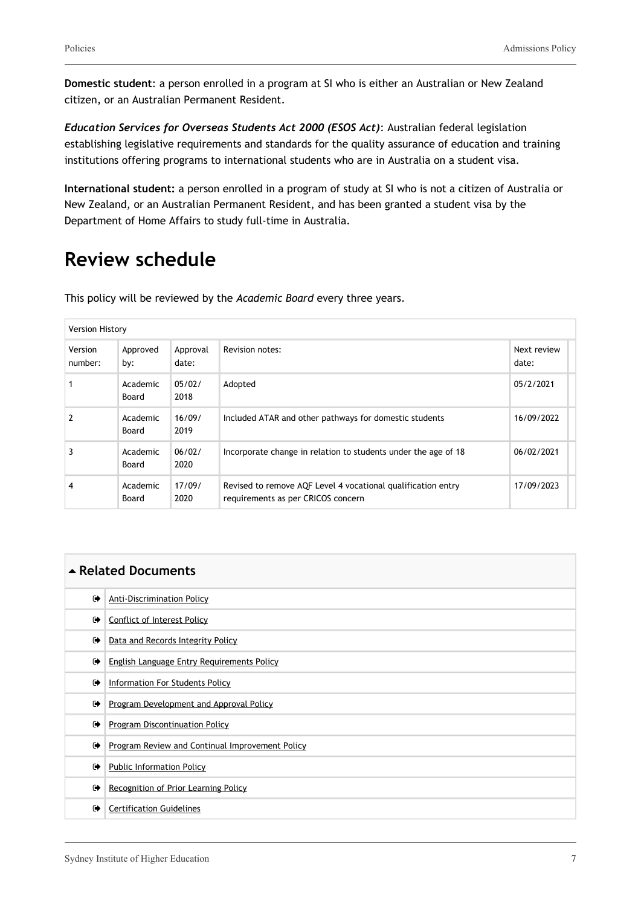**Domestic student**: a person enrolled in a program at SI who is either an Australian or New Zealand citizen, or an Australian Permanent Resident.

***Education Services for Overseas Students Act 2000 (ESOS Act)***: Australian federal legislation establishing legislative requirements and standards for the quality assurance of education and training institutions offering programs to international students who are in Australia on a student visa.

**International student:** a person enrolled in a program of study at SI who is not a citizen of Australia or New Zealand, or an Australian Permanent Resident, and has been granted a student visa by the Department of Home Affairs to study full-time in Australia.

# Review schedule

This policy will be reviewed by the *Academic Board* every three years.

| Version History | | | | |
|---|---|---|---|---|
| Version number: | Approved by: | Approval date: | Revision notes: | Next review date: |
| 1 | Academic Board | 05/02/2018 | Adopted | 05/2/2021 |
| 2 | Academic Board | 16/09/2019 | Included ATAR and other pathways for domestic students | 16/09/2022 |
| 3 | Academic Board | 06/02/2020 | Incorporate change in relation to students under the age of 18 | 06/02/2021 |
| 4 | Academic Board | 17/09/2020 | Revised to remove AQF Level 4 vocational qualification entry requirements as per CRICOS concern | 17/09/2023 |

## Related Documents

- Anti-Discrimination Policy
- Conflict of Interest Policy
- Data and Records Integrity Policy
- English Language Entry Requirements Policy
- Information For Students Policy
- Program Development and Approval Policy
- Program Discontinuation Policy
- Program Review and Continual Improvement Policy
- Public Information Policy
- Recognition of Prior Learning Policy
- Certification Guidelines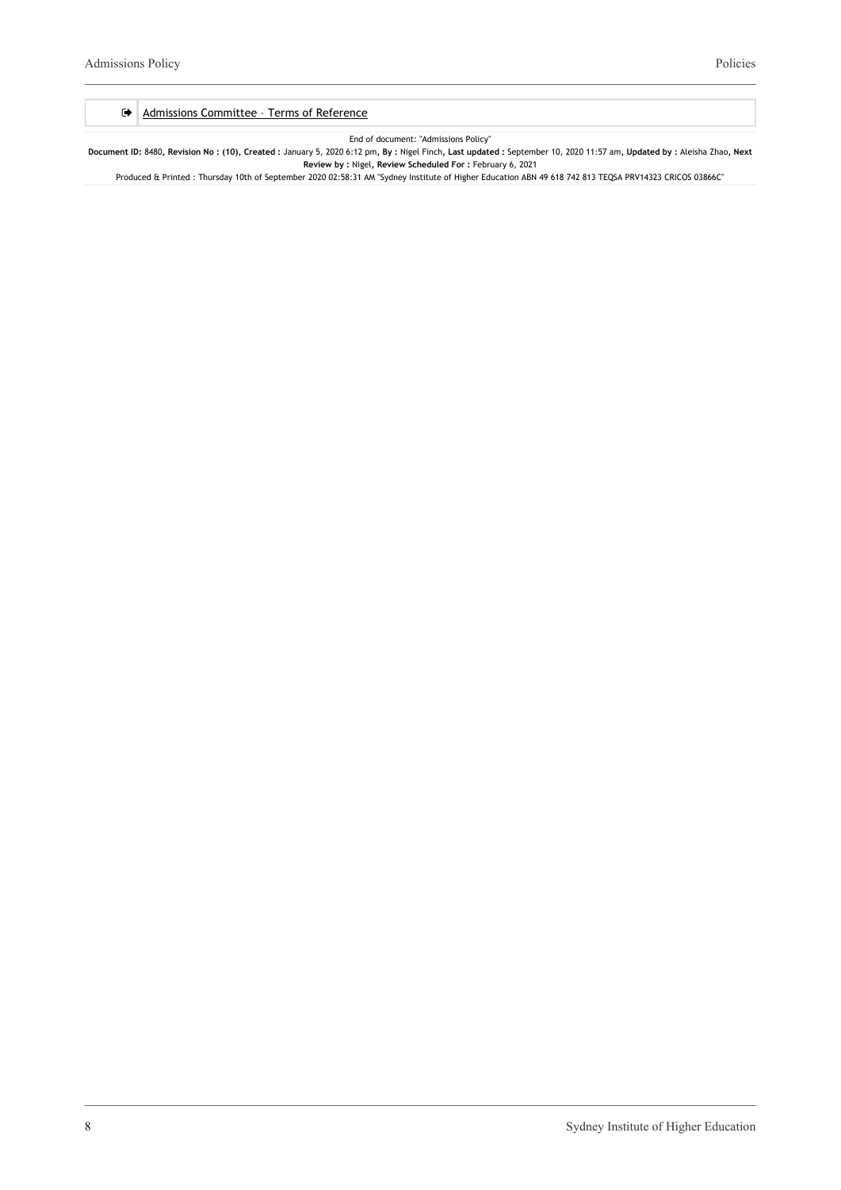| | |
|---|---|
| ➭ | Admissions Committee – Terms of Reference |

End of document: "Admissions Policy"

**Document ID:** 8480, **Revision No : (10), Created :** January 5, 2020 6:12 pm, **By :** Nigel Finch, **Last updated :** September 10, 2020 11:57 am, **Updated by :** Aleisha Zhao, **Next Review by :** Nigel, **Review Scheduled For :** February 6, 2021

Produced & Printed : Thursday 10th of September 2020 02:58:31 AM "Sydney Institute of Higher Education ABN 49 618 742 813 TEQSA PRV14323 CRICOS 03866C"